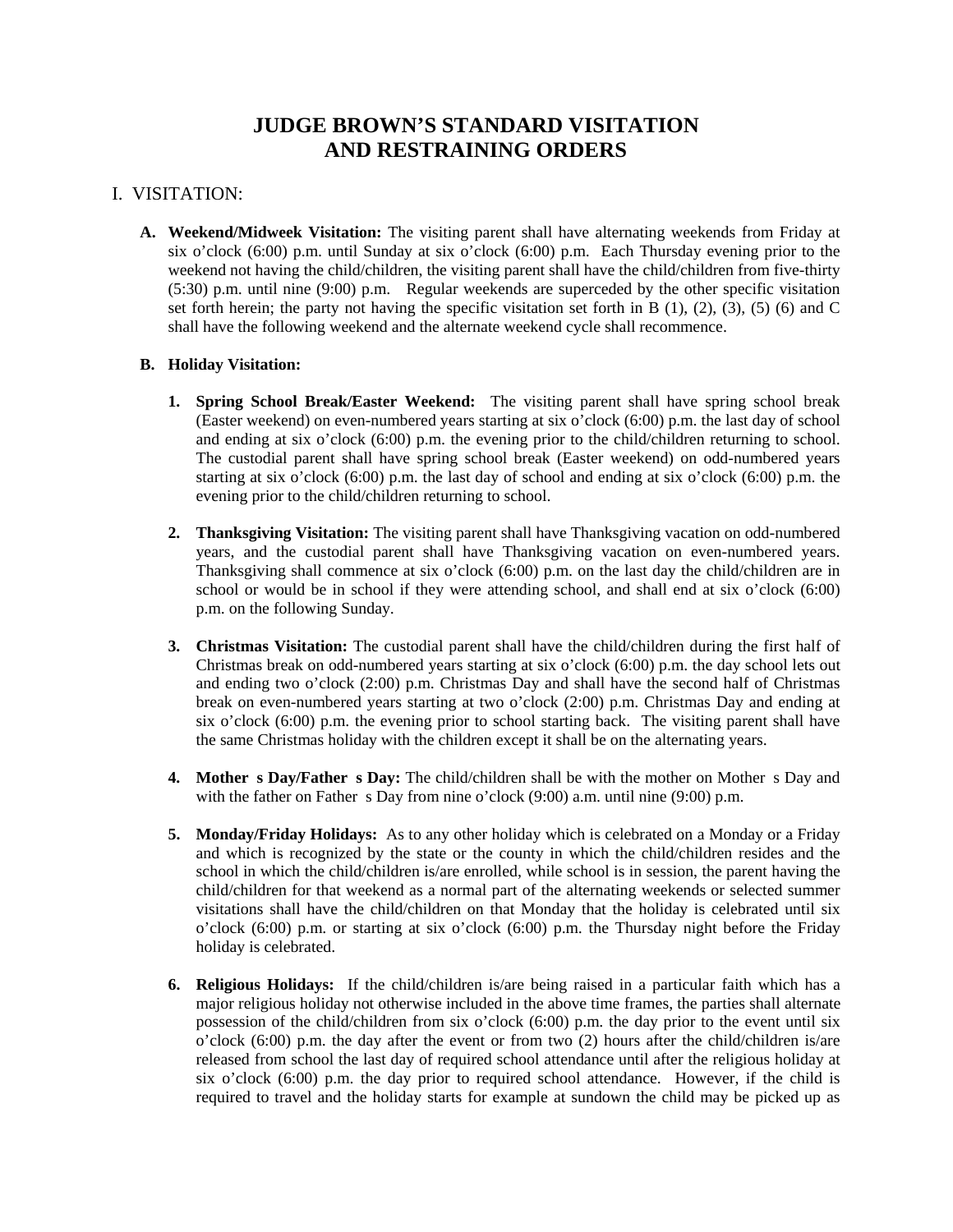# JUDGE BROWN'S STANDARD VISITATION AND RESTRAINING ORDERS

## I. VISITATION:

**A. Weekend/Midweek Visitation:** The visiting parent shall have alternating weekends from Friday at six o'clock (6:00) p.m. until Sunday at six o'clock (6:00) p.m. Each Thursday evening prior to the weekend not having the child/children, the visiting parent shall have the child/children from five-thirty (5:30) p.m. until nine (9:00) p.m. Regular weekends are superceded by the other specific visitation set forth herein; the party not having the specific visitation set forth in B (1), (2), (3), (5) (6) and C shall have the following weekend and the alternate weekend cycle shall recommence.

**B. Holiday Visitation:**

1. **Spring School Break/Easter Weekend:** The visiting parent shall have spring school break (Easter weekend) on even-numbered years starting at six o'clock (6:00) p.m. the last day of school and ending at six o'clock (6:00) p.m. the evening prior to the child/children returning to school. The custodial parent shall have spring school break (Easter weekend) on odd-numbered years starting at six o'clock (6:00) p.m. the last day of school and ending at six o'clock (6:00) p.m. the evening prior to the child/children returning to school.

2. **Thanksgiving Visitation:** The visiting parent shall have Thanksgiving vacation on odd-numbered years, and the custodial parent shall have Thanksgiving vacation on even-numbered years. Thanksgiving shall commence at six o'clock (6:00) p.m. on the last day the child/children are in school or would be in school if they were attending school, and shall end at six o'clock (6:00) p.m. on the following Sunday.

3. **Christmas Visitation:** The custodial parent shall have the child/children during the first half of Christmas break on odd-numbered years starting at six o'clock (6:00) p.m. the day school lets out and ending two o'clock (2:00) p.m. Christmas Day and shall have the second half of Christmas break on even-numbered years starting at two o'clock (2:00) p.m. Christmas Day and ending at six o'clock (6:00) p.m. the evening prior to school starting back. The visiting parent shall have the same Christmas holiday with the children except it shall be on the alternating years.

4. **Mother s Day/Father s Day:** The child/children shall be with the mother on Mother s Day and with the father on Father s Day from nine o'clock (9:00) a.m. until nine (9:00) p.m.

5. **Monday/Friday Holidays:** As to any other holiday which is celebrated on a Monday or a Friday and which is recognized by the state or the county in which the child/children resides and the school in which the child/children is/are enrolled, while school is in session, the parent having the child/children for that weekend as a normal part of the alternating weekends or selected summer visitations shall have the child/children on that Monday that the holiday is celebrated until six o'clock (6:00) p.m. or starting at six o'clock (6:00) p.m. the Thursday night before the Friday holiday is celebrated.

6. **Religious Holidays:** If the child/children is/are being raised in a particular faith which has a major religious holiday not otherwise included in the above time frames, the parties shall alternate possession of the child/children from six o'clock (6:00) p.m. the day prior to the event until six o'clock (6:00) p.m. the day after the event or from two (2) hours after the child/children is/are released from school the last day of required school attendance until after the religious holiday at six o'clock (6:00) p.m. the day prior to required school attendance. However, if the child is required to travel and the holiday starts for example at sundown the child may be picked up as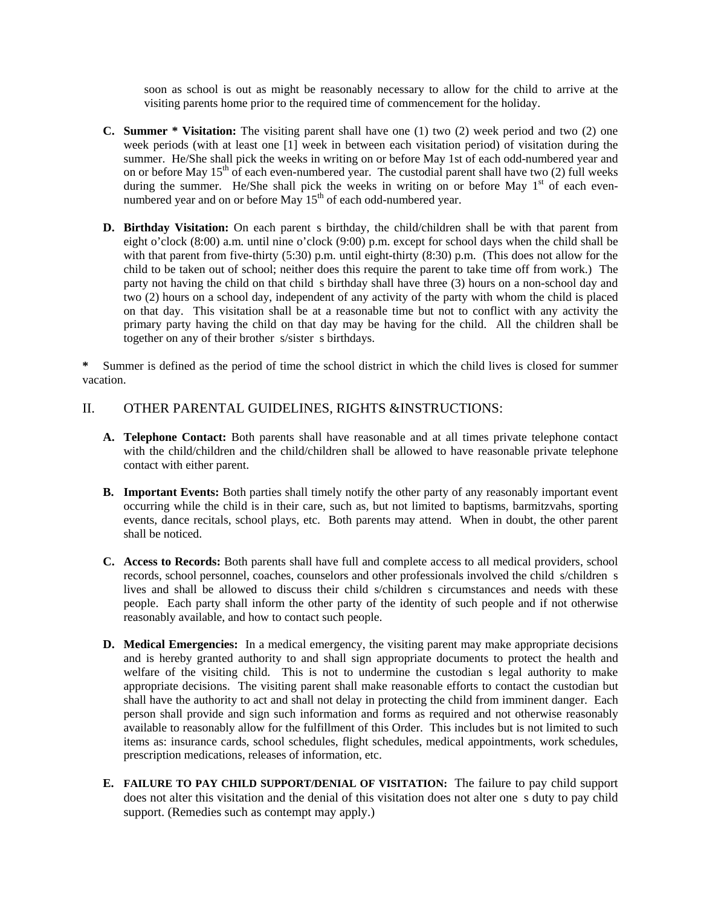soon as school is out as might be reasonably necessary to allow for the child to arrive at the visiting parents home prior to the required time of commencement for the holiday.

**C. Summer * Visitation:** The visiting parent shall have one (1) two (2) week period and two (2) one week periods (with at least one [1] week in between each visitation period) of visitation during the summer. He/She shall pick the weeks in writing on or before May 1st of each odd-numbered year and on or before May 15th of each even-numbered year. The custodial parent shall have two (2) full weeks during the summer. He/She shall pick the weeks in writing on or before May 1st of each even-numbered year and on or before May 15th of each odd-numbered year.

**D. Birthday Visitation:** On each parent s birthday, the child/children shall be with that parent from eight o'clock (8:00) a.m. until nine o'clock (9:00) p.m. except for school days when the child shall be with that parent from five-thirty (5:30) p.m. until eight-thirty (8:30) p.m. (This does not allow for the child to be taken out of school; neither does this require the parent to take time off from work.) The party not having the child on that child s birthday shall have three (3) hours on a non-school day and two (2) hours on a school day, independent of any activity of the party with whom the child is placed on that day. This visitation shall be at a reasonable time but not to conflict with any activity the primary party having the child on that day may be having for the child. All the children shall be together on any of their brother s/sister s birthdays.

**\*** Summer is defined as the period of time the school district in which the child lives is closed for summer vacation.

## II. OTHER PARENTAL GUIDELINES, RIGHTS &INSTRUCTIONS:

**A. Telephone Contact:** Both parents shall have reasonable and at all times private telephone contact with the child/children and the child/children shall be allowed to have reasonable private telephone contact with either parent.

**B. Important Events:** Both parties shall timely notify the other party of any reasonably important event occurring while the child is in their care, such as, but not limited to baptisms, barmitzvahs, sporting events, dance recitals, school plays, etc. Both parents may attend. When in doubt, the other parent shall be noticed.

**C. Access to Records:** Both parents shall have full and complete access to all medical providers, school records, school personnel, coaches, counselors and other professionals involved the child s/children s lives and shall be allowed to discuss their child s/children s circumstances and needs with these people. Each party shall inform the other party of the identity of such people and if not otherwise reasonably available, and how to contact such people.

**D. Medical Emergencies:** In a medical emergency, the visiting parent may make appropriate decisions and is hereby granted authority to and shall sign appropriate documents to protect the health and welfare of the visiting child. This is not to undermine the custodian s legal authority to make appropriate decisions. The visiting parent shall make reasonable efforts to contact the custodian but shall have the authority to act and shall not delay in protecting the child from imminent danger. Each person shall provide and sign such information and forms as required and not otherwise reasonably available to reasonably allow for the fulfillment of this Order. This includes but is not limited to such items as: insurance cards, school schedules, flight schedules, medical appointments, work schedules, prescription medications, releases of information, etc.

**E. FAILURE TO PAY CHILD SUPPORT/DENIAL OF VISITATION:** The failure to pay child support does not alter this visitation and the denial of this visitation does not alter one s duty to pay child support. (Remedies such as contempt may apply.)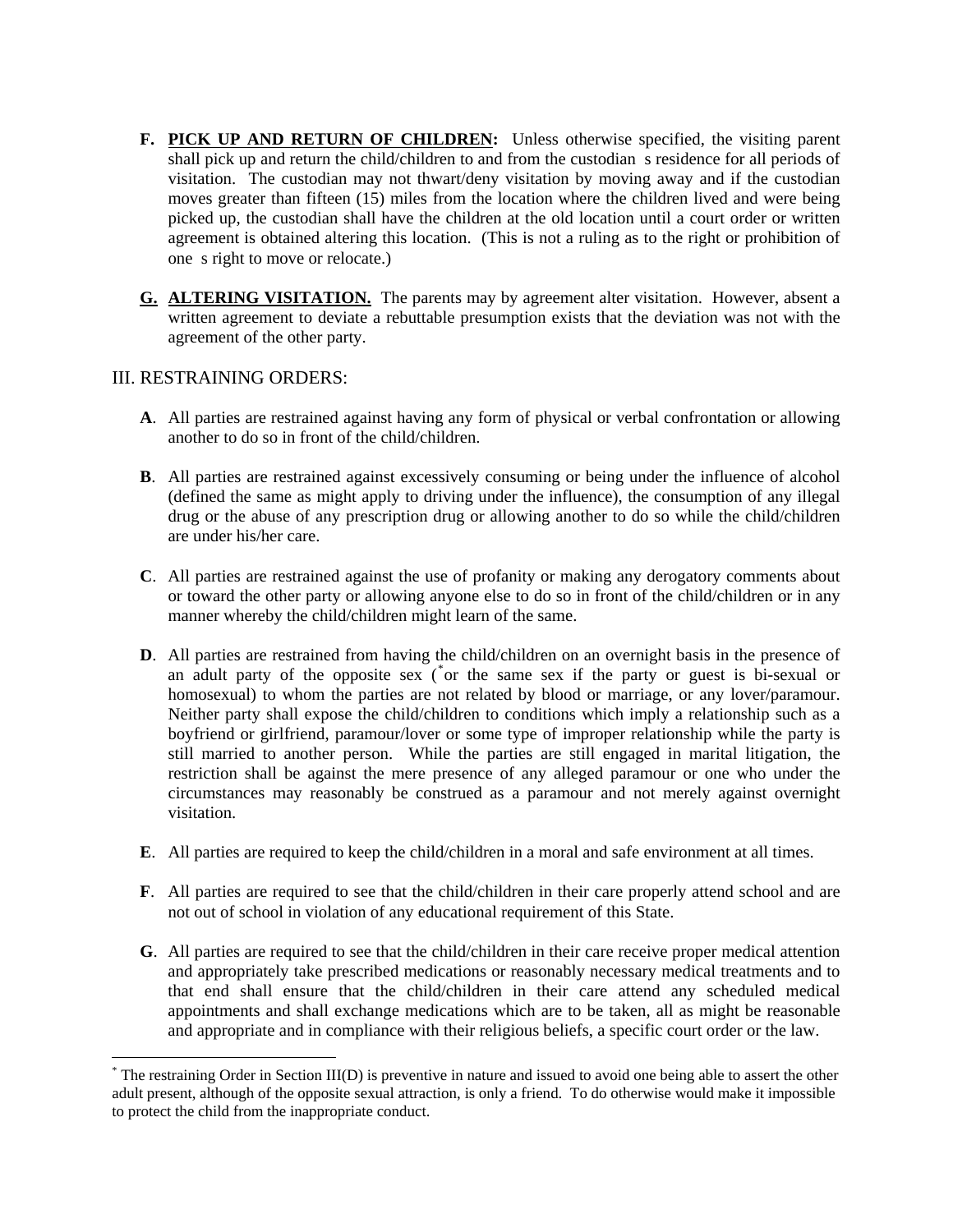**F.** **PICK UP AND RETURN OF CHILDREN:** Unless otherwise specified, the visiting parent shall pick up and return the child/children to and from the custodian s residence for all periods of visitation. The custodian may not thwart/deny visitation by moving away and if the custodian moves greater than fifteen (15) miles from the location where the children lived and were being picked up, the custodian shall have the children at the old location until a court order or written agreement is obtained altering this location. (This is not a ruling as to the right or prohibition of one s right to move or relocate.)

**G.** **ALTERING VISITATION.** The parents may by agreement alter visitation. However, absent a written agreement to deviate a rebuttable presumption exists that the deviation was not with the agreement of the other party.

## III. RESTRAINING ORDERS:

**A**. All parties are restrained against having any form of physical or verbal confrontation or allowing another to do so in front of the child/children.

**B**. All parties are restrained against excessively consuming or being under the influence of alcohol (defined the same as might apply to driving under the influence), the consumption of any illegal drug or the abuse of any prescription drug or allowing another to do so while the child/children are under his/her care.

**C**. All parties are restrained against the use of profanity or making any derogatory comments about or toward the other party or allowing anyone else to do so in front of the child/children or in any manner whereby the child/children might learn of the same.

**D**. All parties are restrained from having the child/children on an overnight basis in the presence of an adult party of the opposite sex ([*]or the same sex if the party or guest is bi-sexual or homosexual) to whom the parties are not related by blood or marriage, or any lover/paramour. Neither party shall expose the child/children to conditions which imply a relationship such as a boyfriend or girlfriend, paramour/lover or some type of improper relationship while the party is still married to another person. While the parties are still engaged in marital litigation, the restriction shall be against the mere presence of any alleged paramour or one who under the circumstances may reasonably be construed as a paramour and not merely against overnight visitation.

**E**. All parties are required to keep the child/children in a moral and safe environment at all times.

**F**. All parties are required to see that the child/children in their care properly attend school and are not out of school in violation of any educational requirement of this State.

**G**. All parties are required to see that the child/children in their care receive proper medical attention and appropriately take prescribed medications or reasonably necessary medical treatments and to that end shall ensure that the child/children in their care attend any scheduled medical appointments and shall exchange medications which are to be taken, all as might be reasonable and appropriate and in compliance with their religious beliefs, a specific court order or the law.

---

[*] The restraining Order in Section III(D) is preventive in nature and issued to avoid one being able to assert the other adult present, although of the opposite sexual attraction, is only a friend. To do otherwise would make it impossible to protect the child from the inappropriate conduct.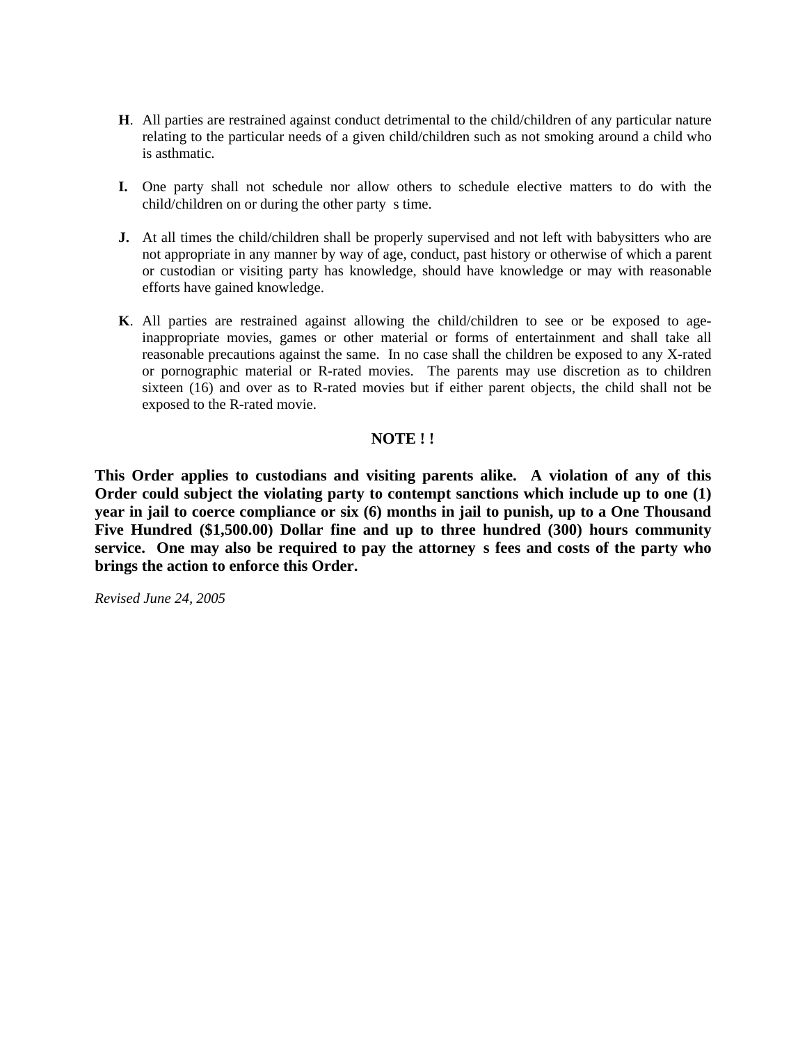**H**. All parties are restrained against conduct detrimental to the child/children of any particular nature relating to the particular needs of a given child/children such as not smoking around a child who is asthmatic.

**I.** One party shall not schedule nor allow others to schedule elective matters to do with the child/children on or during the other party s time.

**J.** At all times the child/children shall be properly supervised and not left with babysitters who are not appropriate in any manner by way of age, conduct, past history or otherwise of which a parent or custodian or visiting party has knowledge, should have knowledge or may with reasonable efforts have gained knowledge.

**K**. All parties are restrained against allowing the child/children to see or be exposed to age-inappropriate movies, games or other material or forms of entertainment and shall take all reasonable precautions against the same. In no case shall the children be exposed to any X-rated or pornographic material or R-rated movies. The parents may use discretion as to children sixteen (16) and over as to R-rated movies but if either parent objects, the child shall not be exposed to the R-rated movie.

**NOTE ! !**

**This Order applies to custodians and visiting parents alike. A violation of any of this Order could subject the violating party to contempt sanctions which include up to one (1) year in jail to coerce compliance or six (6) months in jail to punish, up to a One Thousand Five Hundred ($1,500.00) Dollar fine and up to three hundred (300) hours community service. One may also be required to pay the attorney s fees and costs of the party who brings the action to enforce this Order.**

*Revised June 24, 2005*